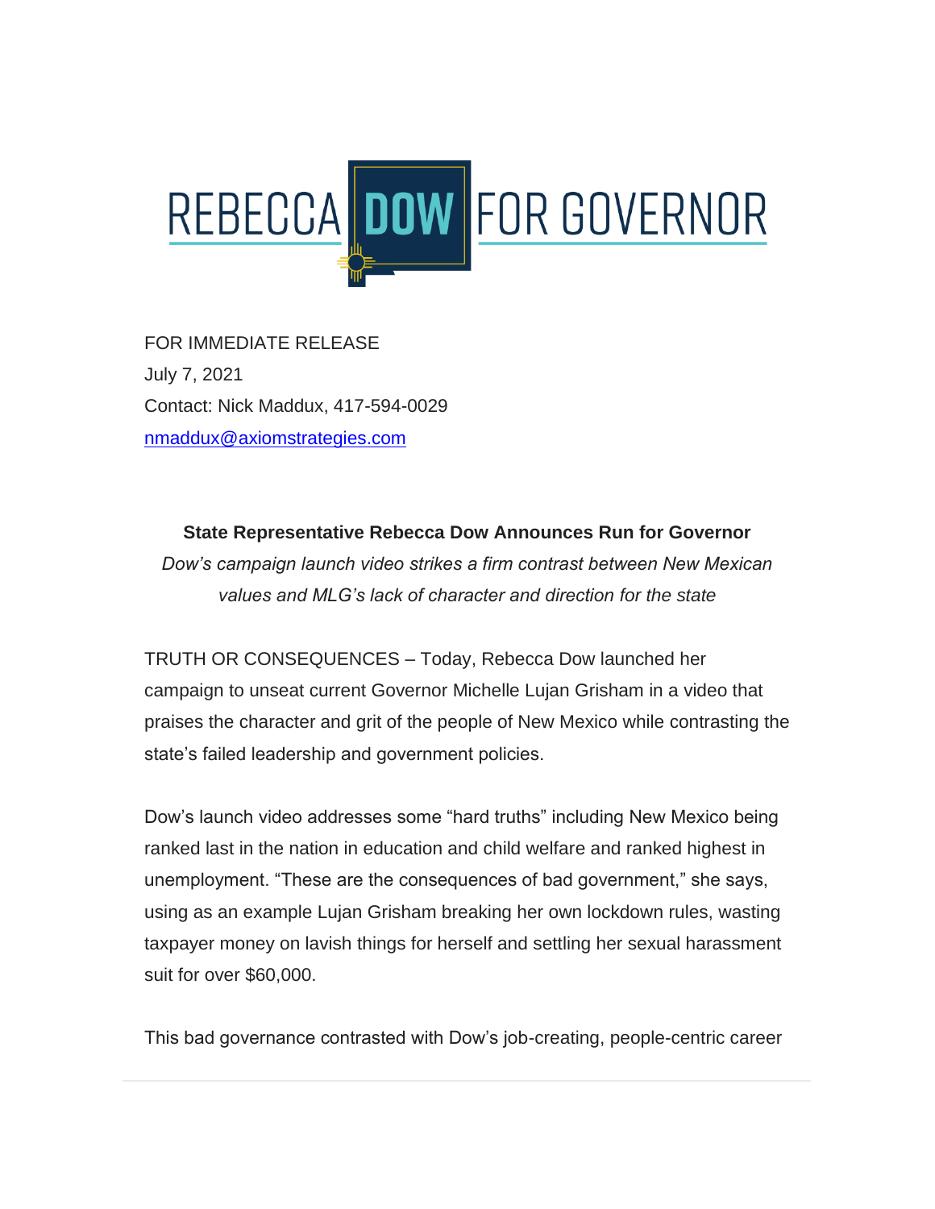REBECCA DOW FOR GOVERNOR

FOR IMMEDIATE RELEASE
July 7, 2021
Contact: Nick Maddux, 417-594-0029
nmaddux@axiomstrategies.com

**State Representative Rebecca Dow Announces Run for Governor**

*Dow's campaign launch video strikes a firm contrast between New Mexican values and MLG's lack of character and direction for the state*

TRUTH OR CONSEQUENCES – Today, Rebecca Dow launched her campaign to unseat current Governor Michelle Lujan Grisham in a video that praises the character and grit of the people of New Mexico while contrasting the state's failed leadership and government policies.

Dow's launch video addresses some "hard truths" including New Mexico being ranked last in the nation in education and child welfare and ranked highest in unemployment. "These are the consequences of bad government," she says, using as an example Lujan Grisham breaking her own lockdown rules, wasting taxpayer money on lavish things for herself and settling her sexual harassment suit for over $60,000.

This bad governance contrasted with Dow's job-creating, people-centric career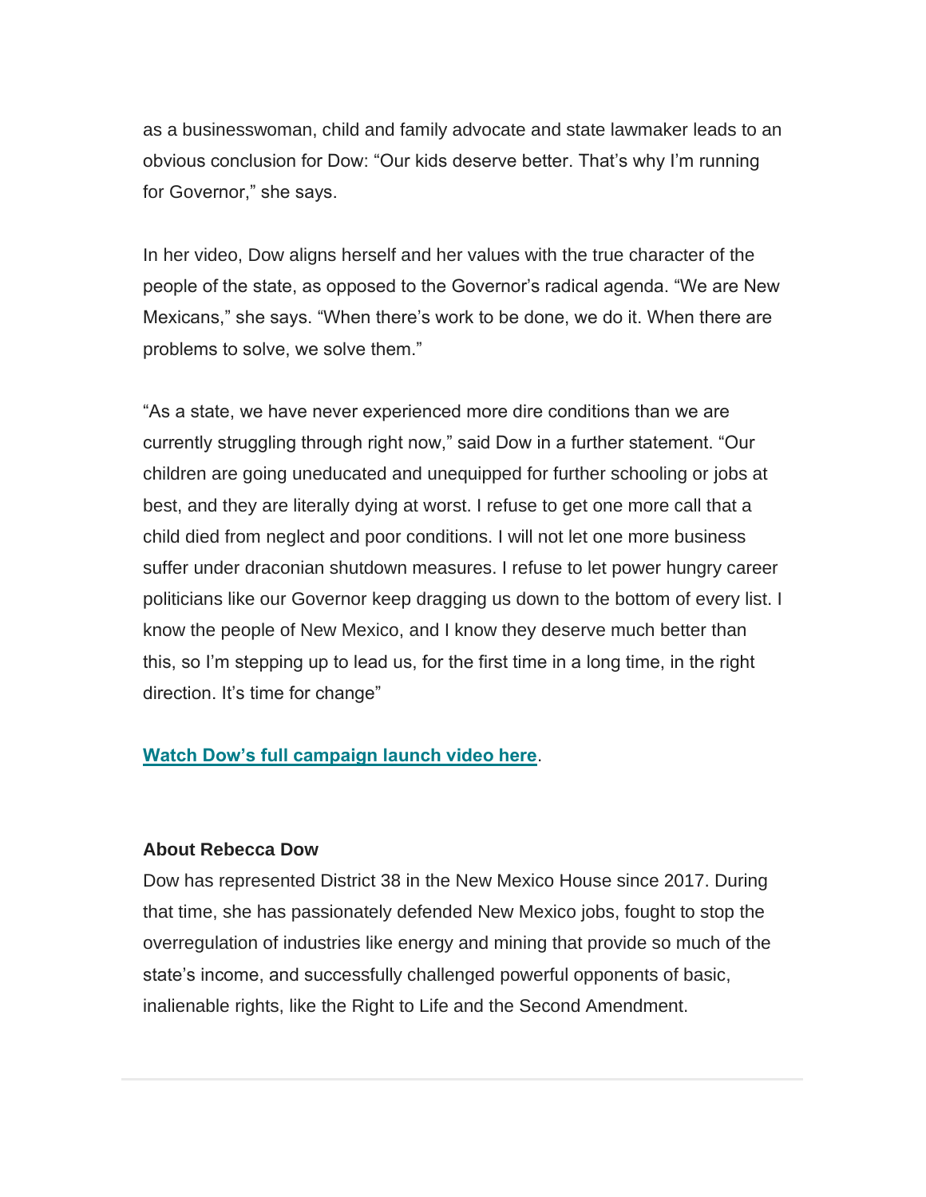as a businesswoman, child and family advocate and state lawmaker leads to an obvious conclusion for Dow: “Our kids deserve better. That’s why I’m running for Governor,” she says.

In her video, Dow aligns herself and her values with the true character of the people of the state, as opposed to the Governor’s radical agenda. “We are New Mexicans,” she says. “When there’s work to be done, we do it. When there are problems to solve, we solve them.”

“As a state, we have never experienced more dire conditions than we are currently struggling through right now,” said Dow in a further statement. “Our children are going uneducated and unequipped for further schooling or jobs at best, and they are literally dying at worst. I refuse to get one more call that a child died from neglect and poor conditions. I will not let one more business suffer under draconian shutdown measures. I refuse to let power hungry career politicians like our Governor keep dragging us down to the bottom of every list. I know the people of New Mexico, and I know they deserve much better than this, so I’m stepping up to lead us, for the first time in a long time, in the right direction. It’s time for change”

**Watch Dow’s full campaign launch video here**.

**About Rebecca Dow**

Dow has represented District 38 in the New Mexico House since 2017. During that time, she has passionately defended New Mexico jobs, fought to stop the overregulation of industries like energy and mining that provide so much of the state’s income, and successfully challenged powerful opponents of basic, inalienable rights, like the Right to Life and the Second Amendment.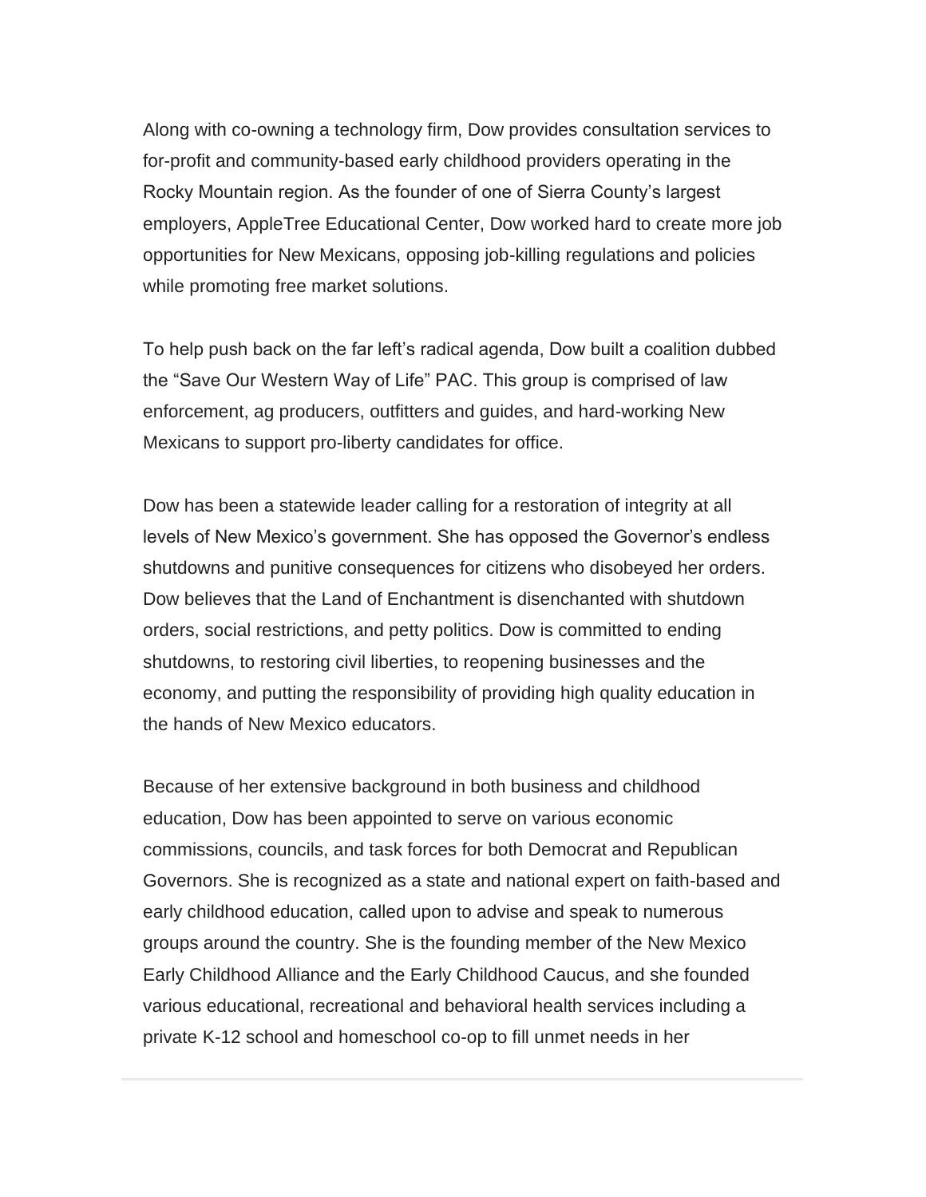Along with co-owning a technology firm, Dow provides consultation services to for-profit and community-based early childhood providers operating in the Rocky Mountain region. As the founder of one of Sierra County's largest employers, AppleTree Educational Center, Dow worked hard to create more job opportunities for New Mexicans, opposing job-killing regulations and policies while promoting free market solutions.

To help push back on the far left's radical agenda, Dow built a coalition dubbed the "Save Our Western Way of Life" PAC. This group is comprised of law enforcement, ag producers, outfitters and guides, and hard-working New Mexicans to support pro-liberty candidates for office.

Dow has been a statewide leader calling for a restoration of integrity at all levels of New Mexico's government. She has opposed the Governor's endless shutdowns and punitive consequences for citizens who disobeyed her orders. Dow believes that the Land of Enchantment is disenchanted with shutdown orders, social restrictions, and petty politics. Dow is committed to ending shutdowns, to restoring civil liberties, to reopening businesses and the economy, and putting the responsibility of providing high quality education in the hands of New Mexico educators.

Because of her extensive background in both business and childhood education, Dow has been appointed to serve on various economic commissions, councils, and task forces for both Democrat and Republican Governors. She is recognized as a state and national expert on faith-based and early childhood education, called upon to advise and speak to numerous groups around the country. She is the founding member of the New Mexico Early Childhood Alliance and the Early Childhood Caucus, and she founded various educational, recreational and behavioral health services including a private K-12 school and homeschool co-op to fill unmet needs in her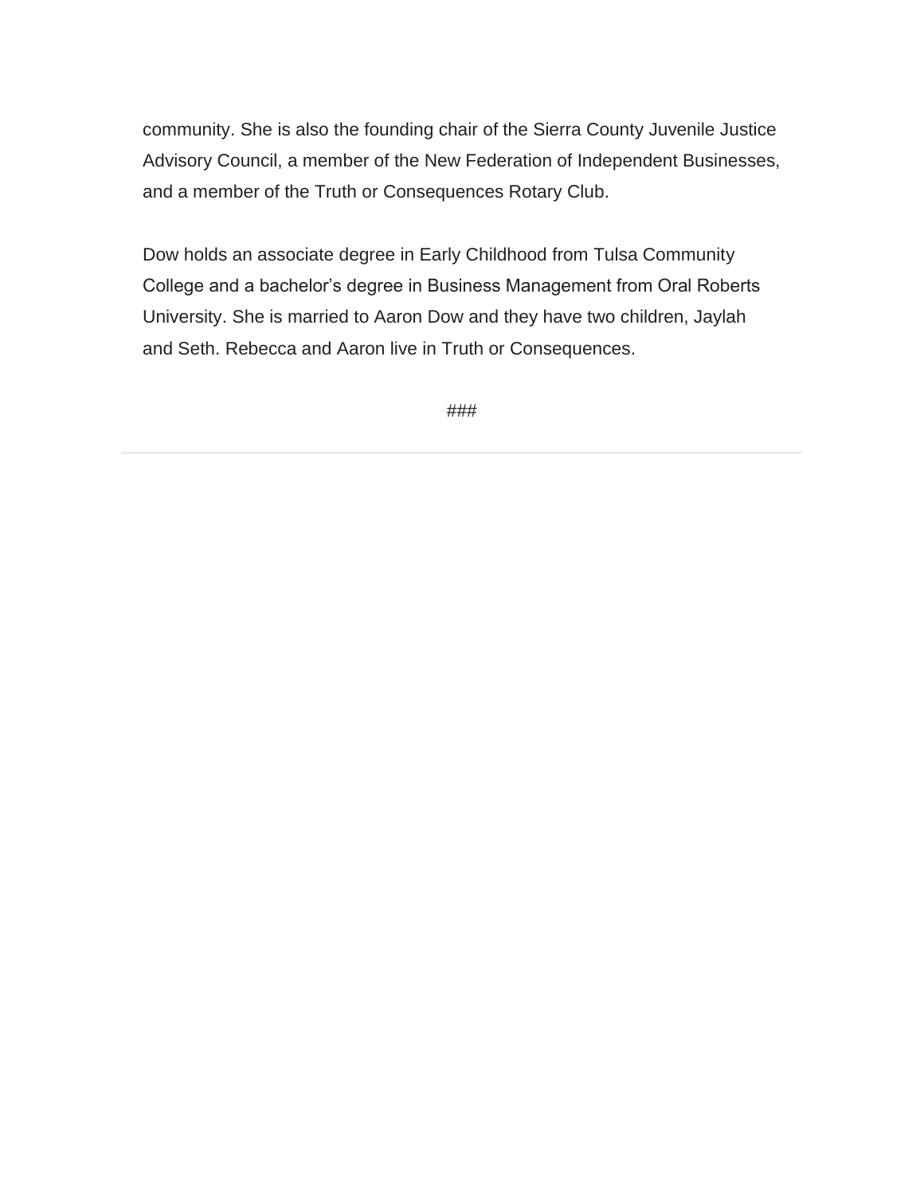community. She is also the founding chair of the Sierra County Juvenile Justice Advisory Council, a member of the New Federation of Independent Businesses, and a member of the Truth or Consequences Rotary Club.

Dow holds an associate degree in Early Childhood from Tulsa Community College and a bachelor's degree in Business Management from Oral Roberts University. She is married to Aaron Dow and they have two children, Jaylah and Seth. Rebecca and Aaron live in Truth or Consequences.

###

---